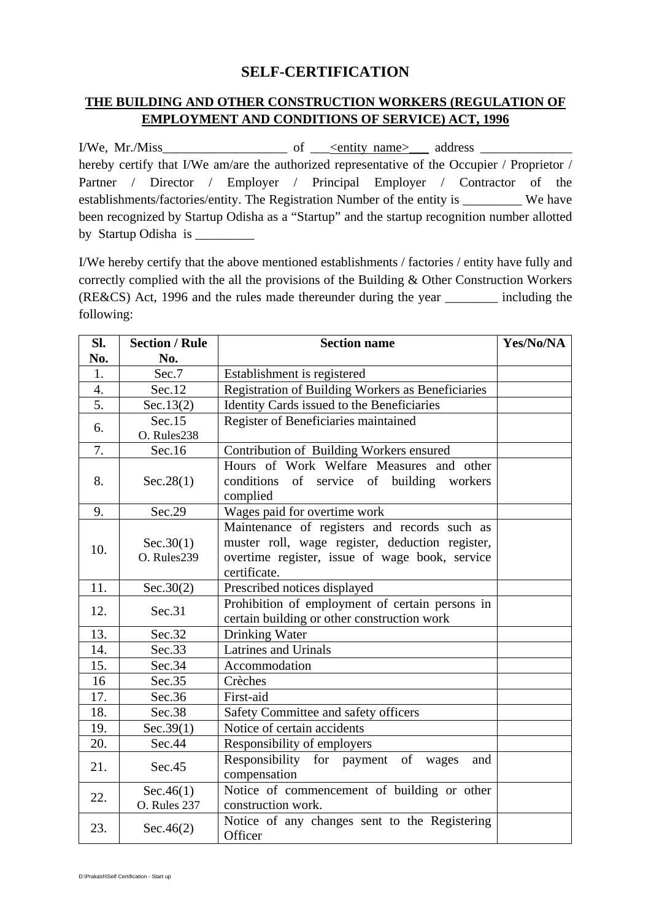# SELF-CERTIFICATION

## THE BUILDING AND OTHER CONSTRUCTION WORKERS (REGULATION OF EMPLOYMENT AND CONDITIONS OF SERVICE) ACT, 1996

I/We, Mr./Miss___________________ of ___<entity name>___ address ______________ hereby certify that I/We am/are the authorized representative of the Occupier / Proprietor / Partner / Director / Employer / Principal Employer / Contractor of the establishments/factories/entity. The Registration Number of the entity is _________ We have been recognized by Startup Odisha as a "Startup" and the startup recognition number allotted by Startup Odisha is _________

I/We hereby certify that the above mentioned establishments / factories / entity have fully and correctly complied with the all the provisions of the Building & Other Construction Workers (RE&CS) Act, 1996 and the rules made thereunder during the year ________ including the following:

| Sl. No. | Section / Rule No. | Section name | Yes/No/NA |
|---|---|---|---|
| 1. | Sec.7 | Establishment is registered | |
| 4. | Sec.12 | Registration of Building Workers as Beneficiaries | |
| 5. | Sec.13(2) | Identity Cards issued to the Beneficiaries | |
| 6. | Sec.15 O. Rules238 | Register of Beneficiaries maintained | |
| 7. | Sec.16 | Contribution of Building Workers ensured | |
| 8. | Sec.28(1) | Hours of Work Welfare Measures and other conditions of service of building workers complied | |
| 9. | Sec.29 | Wages paid for overtime work | |
| 10. | Sec.30(1) O. Rules239 | Maintenance of registers and records such as muster roll, wage register, deduction register, overtime register, issue of wage book, service certificate. | |
| 11. | Sec.30(2) | Prescribed notices displayed | |
| 12. | Sec.31 | Prohibition of employment of certain persons in certain building or other construction work | |
| 13. | Sec.32 | Drinking Water | |
| 14. | Sec.33 | Latrines and Urinals | |
| 15. | Sec.34 | Accommodation | |
| 16 | Sec.35 | Crèches | |
| 17. | Sec.36 | First-aid | |
| 18. | Sec.38 | Safety Committee and safety officers | |
| 19. | Sec.39(1) | Notice of certain accidents | |
| 20. | Sec.44 | Responsibility of employers | |
| 21. | Sec.45 | Responsibility for payment of wages and compensation | |
| 22. | Sec.46(1) O. Rules 237 | Notice of commencement of building or other construction work. | |
| 23. | Sec.46(2) | Notice of any changes sent to the Registering Officer | |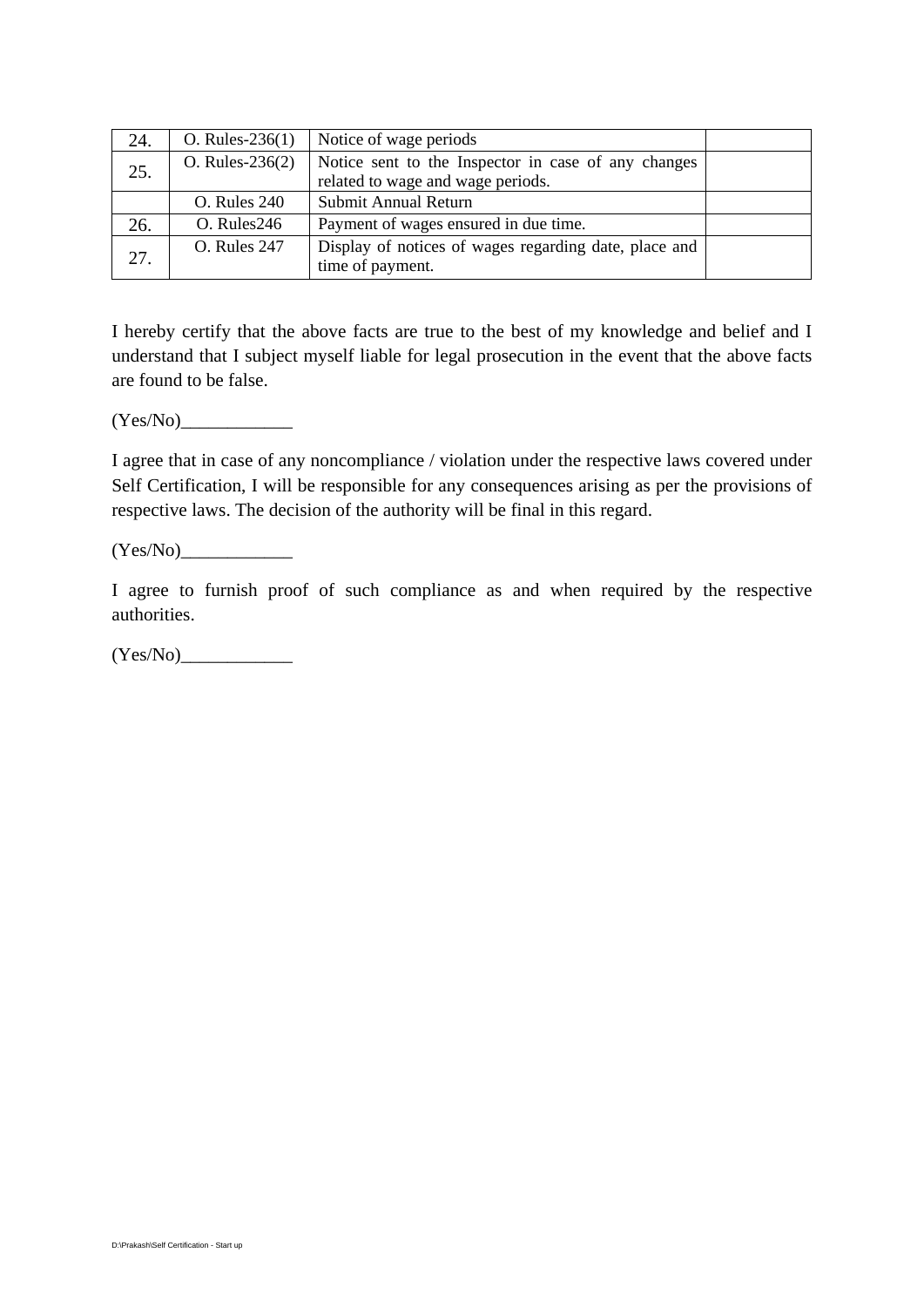| | | | |
|---|---|---|---|
| 24. | O. Rules-236(1) | Notice of wage periods | |
| 25. | O. Rules-236(2) | Notice sent to the Inspector in case of any changes related to wage and wage periods. | |
| | O. Rules 240 | Submit Annual Return | |
| 26. | O. Rules246 | Payment of wages ensured in due time. | |
| 27. | O. Rules 247 | Display of notices of wages regarding date, place and time of payment. | |

I hereby certify that the above facts are true to the best of my knowledge and belief and I understand that I subject myself liable for legal prosecution in the event that the above facts are found to be false.

(Yes/No)____________

I agree that in case of any noncompliance / violation under the respective laws covered under Self Certification, I will be responsible for any consequences arising as per the provisions of respective laws. The decision of the authority will be final in this regard.

(Yes/No)____________

I agree to furnish proof of such compliance as and when required by the respective authorities.

(Yes/No)____________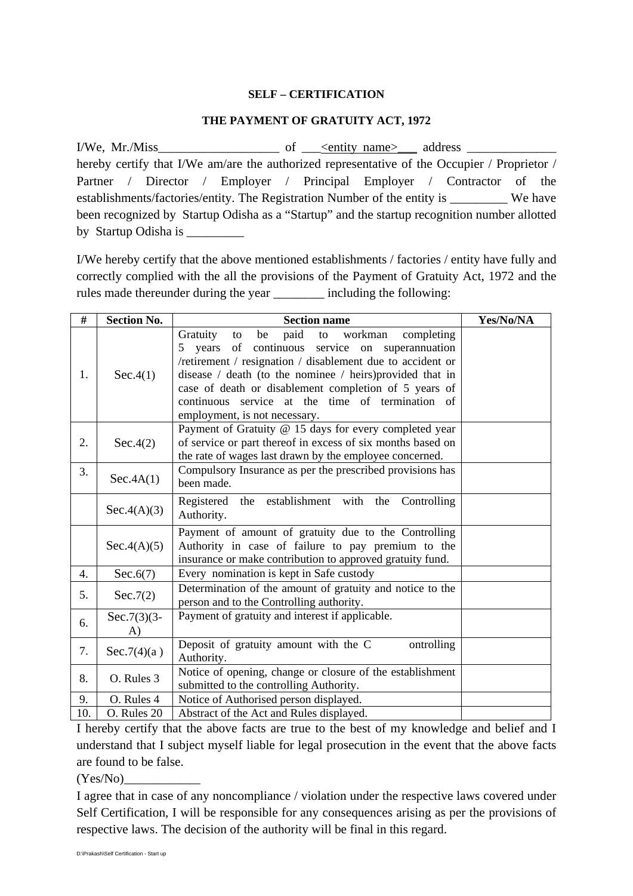**SELF – CERTIFICATION**

**THE PAYMENT OF GRATUITY ACT, 1972**

I/We, Mr./Miss___________________ of ___<entity name>___ address ______________ hereby certify that I/We am/are the authorized representative of the Occupier / Proprietor / Partner / Director / Employer / Principal Employer / Contractor of the establishments/factories/entity. The Registration Number of the entity is _________ We have been recognized by Startup Odisha as a "Startup" and the startup recognition number allotted by Startup Odisha is _________

I/We hereby certify that the above mentioned establishments / factories / entity have fully and correctly complied with the all the provisions of the Payment of Gratuity Act, 1972 and the rules made thereunder during the year ________ including the following:

| # | Section No. | Section name | Yes/No/NA |
|---|---|---|---|
| 1. | Sec.4(1) | Gratuity to be paid to workman completing 5 years of continuous service on superannuation /retirement / resignation / disablement due to accident or disease / death (to the nominee / heirs)provided that in case of death or disablement completion of 5 years of continuous service at the time of termination of employment, is not necessary. | |
| 2. | Sec.4(2) | Payment of Gratuity @ 15 days for every completed year of service or part thereof in excess of six months based on the rate of wages last drawn by the employee concerned. | |
| 3. | Sec.4A(1) | Compulsory Insurance as per the prescribed provisions has been made. | |
| | Sec.4(A)(3) | Registered the establishment with the Controlling Authority. | |
| | Sec.4(A)(5) | Payment of amount of gratuity due to the Controlling Authority in case of failure to pay premium to the insurance or make contribution to approved gratuity fund. | |
| 4. | Sec.6(7) | Every nomination is kept in Safe custody | |
| 5. | Sec.7(2) | Determination of the amount of gratuity and notice to the person and to the Controlling authority. | |
| 6. | Sec.7(3)(3-A) | Payment of gratuity and interest if applicable. | |
| 7. | Sec.7(4)(a ) | Deposit of gratuity amount with the C ontrolling Authority. | |
| 8. | O. Rules 3 | Notice of opening, change or closure of the establishment submitted to the controlling Authority. | |
| 9. | O. Rules 4 | Notice of Authorised person displayed. | |
| 10. | O. Rules 20 | Abstract of the Act and Rules displayed. | |

I hereby certify that the above facts are true to the best of my knowledge and belief and I understand that I subject myself liable for legal prosecution in the event that the above facts are found to be false.

(Yes/No)____________

I agree that in case of any noncompliance / violation under the respective laws covered under Self Certification, I will be responsible for any consequences arising as per the provisions of respective laws. The decision of the authority will be final in this regard.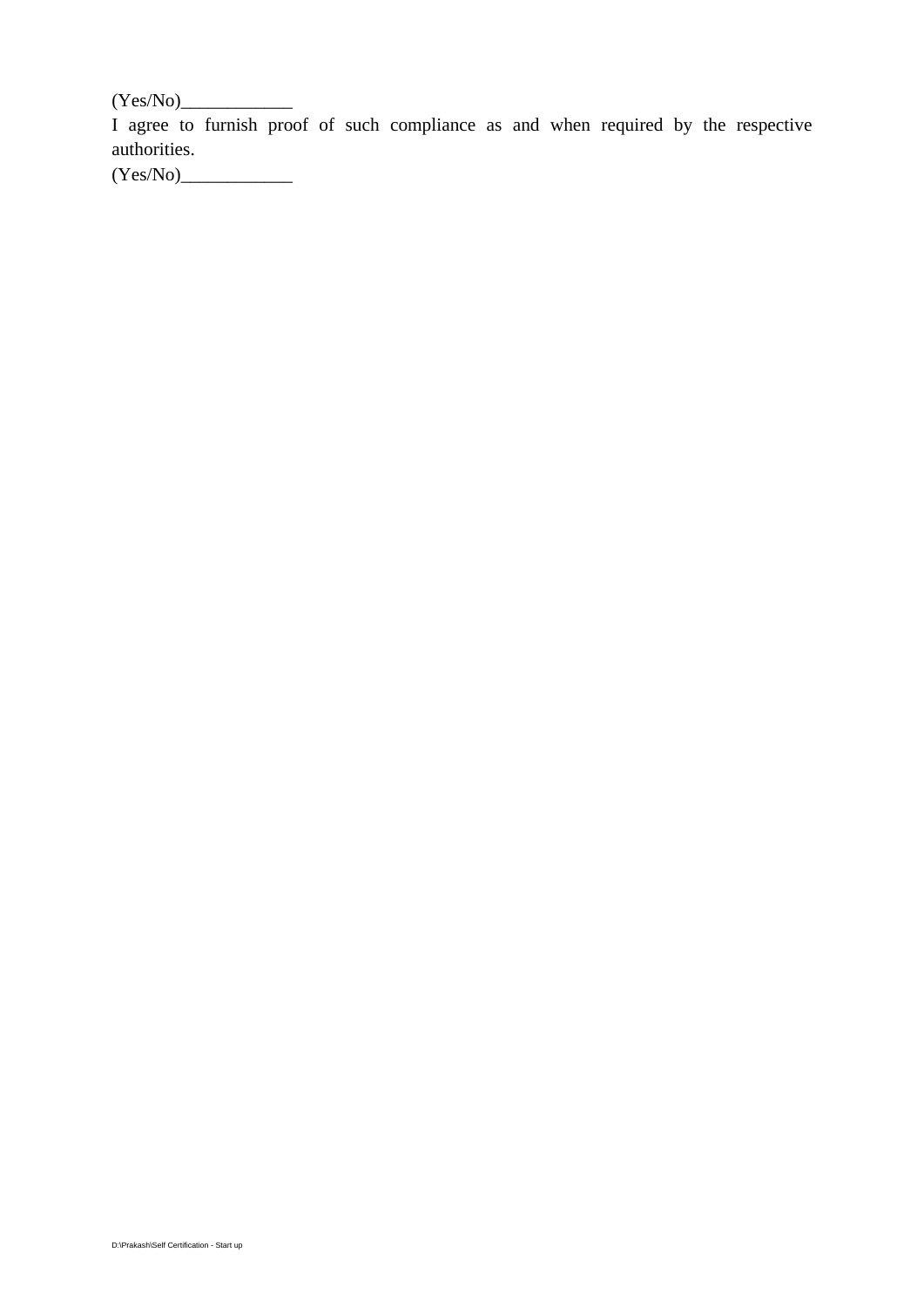(Yes/No)____________

I agree to furnish proof of such compliance as and when required by the respective authorities.

(Yes/No)____________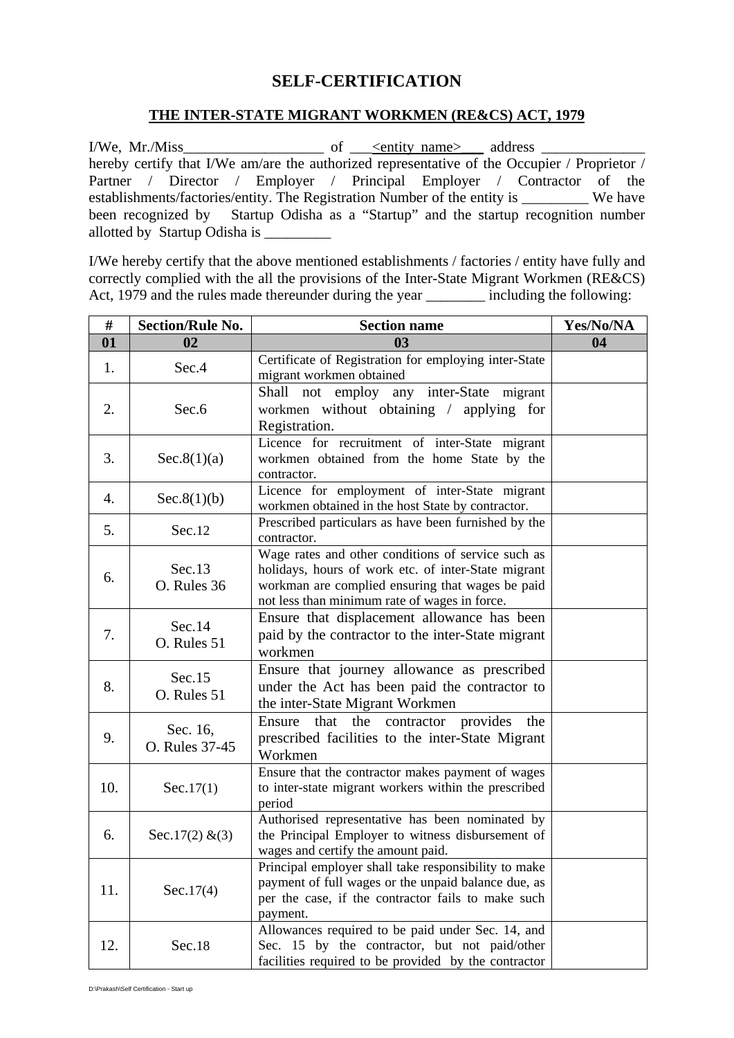# SELF-CERTIFICATION

## THE INTER-STATE MIGRANT WORKMEN (RE&CS) ACT, 1979

I/We, Mr./Miss___________________ of ___<entity name>___ address ______________ hereby certify that I/We am/are the authorized representative of the Occupier / Proprietor / Partner / Director / Employer / Principal Employer / Contractor of the establishments/factories/entity. The Registration Number of the entity is _________ We have been recognized by Startup Odisha as a "Startup" and the startup recognition number allotted by Startup Odisha is _________

I/We hereby certify that the above mentioned establishments / factories / entity have fully and correctly complied with the all the provisions of the Inter-State Migrant Workmen (RE&CS) Act, 1979 and the rules made thereunder during the year ________ including the following:

| # | Section/Rule No. | Section name | Yes/No/NA |
|---|---|---|---|
| 01 | 02 | 03 | 04 |
| 1. | Sec.4 | Certificate of Registration for employing inter-State migrant workmen obtained | |
| 2. | Sec.6 | Shall not employ any inter-State migrant workmen without obtaining / applying for Registration. | |
| 3. | Sec.8(1)(a) | Licence for recruitment of inter-State migrant workmen obtained from the home State by the contractor. | |
| 4. | Sec.8(1)(b) | Licence for employment of inter-State migrant workmen obtained in the host State by contractor. | |
| 5. | Sec.12 | Prescribed particulars as have been furnished by the contractor. | |
| 6. | Sec.13<br>O. Rules 36 | Wage rates and other conditions of service such as holidays, hours of work etc. of inter-State migrant workman are complied ensuring that wages be paid not less than minimum rate of wages in force. | |
| 7. | Sec.14<br>O. Rules 51 | Ensure that displacement allowance has been paid by the contractor to the inter-State migrant workmen | |
| 8. | Sec.15<br>O. Rules 51 | Ensure that journey allowance as prescribed under the Act has been paid the contractor to the inter-State Migrant Workmen | |
| 9. | Sec. 16,<br>O. Rules 37-45 | Ensure that the contractor provides the prescribed facilities to the inter-State Migrant Workmen | |
| 10. | Sec.17(1) | Ensure that the contractor makes payment of wages to inter-state migrant workers within the prescribed period | |
| 6. | Sec.17(2) &(3) | Authorised representative has been nominated by the Principal Employer to witness disbursement of wages and certify the amount paid. | |
| 11. | Sec.17(4) | Principal employer shall take responsibility to make payment of full wages or the unpaid balance due, as per the case, if the contractor fails to make such payment. | |
| 12. | Sec.18 | Allowances required to be paid under Sec. 14, and Sec. 15 by the contractor, but not paid/other facilities required to be provided by the contractor | |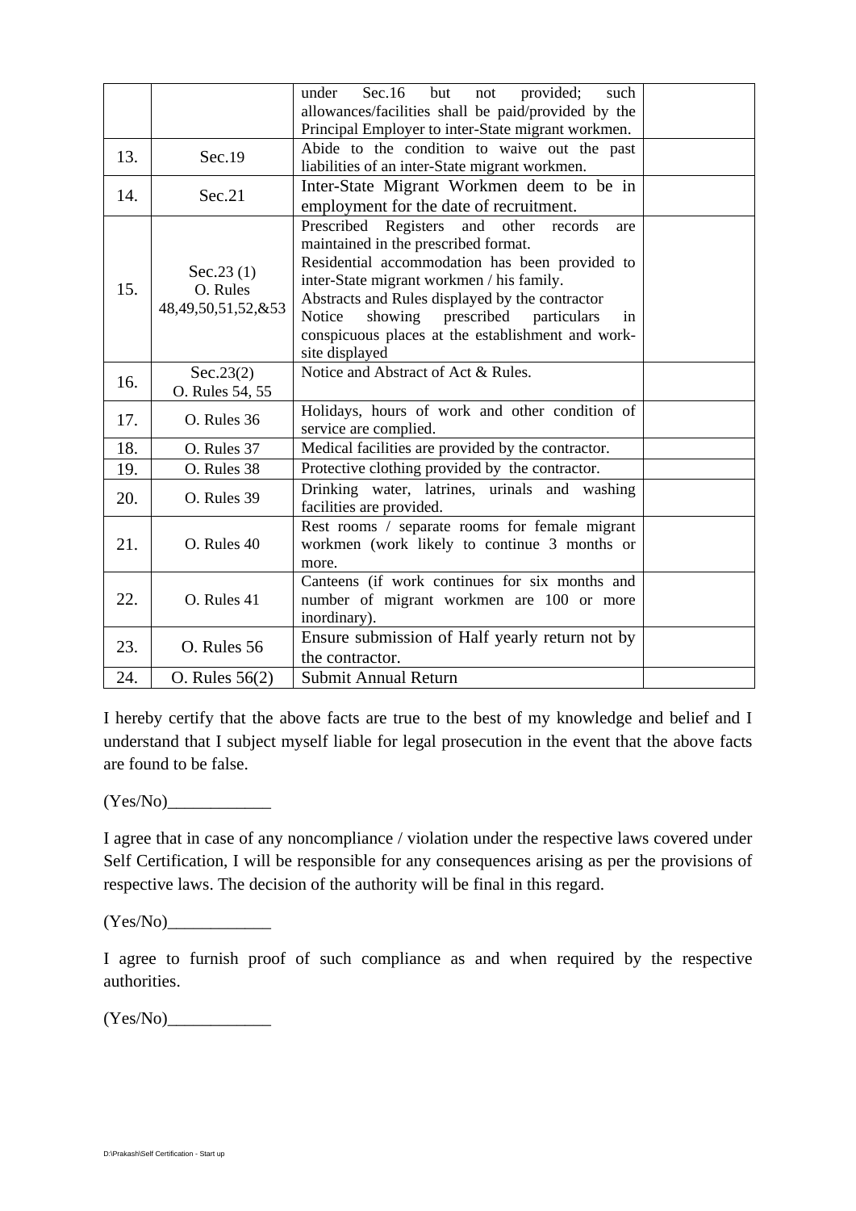| | | | |
|---|---|---|---|
| | | under Sec.16 but not provided; such allowances/facilities shall be paid/provided by the Principal Employer to inter-State migrant workmen. | |
| 13. | Sec.19 | Abide to the condition to waive out the past liabilities of an inter-State migrant workmen. | |
| 14. | Sec.21 | Inter-State Migrant Workmen deem to be in employment for the date of recruitment. | |
| 15. | Sec.23 (1) O. Rules 48,49,50,51,52,&53 | Prescribed Registers and other records are maintained in the prescribed format. Residential accommodation has been provided to inter-State migrant workmen / his family. Abstracts and Rules displayed by the contractor Notice showing prescribed particulars in conspicuous places at the establishment and work-site displayed | |
| 16. | Sec.23(2) O. Rules 54, 55 | Notice and Abstract of Act & Rules. | |
| 17. | O. Rules 36 | Holidays, hours of work and other condition of service are complied. | |
| 18. | O. Rules 37 | Medical facilities are provided by the contractor. | |
| 19. | O. Rules 38 | Protective clothing provided by the contractor. | |
| 20. | O. Rules 39 | Drinking water, latrines, urinals and washing facilities are provided. | |
| 21. | O. Rules 40 | Rest rooms / separate rooms for female migrant workmen (work likely to continue 3 months or more. | |
| 22. | O. Rules 41 | Canteens (if work continues for six months and number of migrant workmen are 100 or more inordinary). | |
| 23. | O. Rules 56 | Ensure submission of Half yearly return not by the contractor. | |
| 24. | O. Rules 56(2) | Submit Annual Return | |

I hereby certify that the above facts are true to the best of my knowledge and belief and I understand that I subject myself liable for legal prosecution in the event that the above facts are found to be false.

(Yes/No)____________

I agree that in case of any noncompliance / violation under the respective laws covered under Self Certification, I will be responsible for any consequences arising as per the provisions of respective laws. The decision of the authority will be final in this regard.

(Yes/No)____________

I agree to furnish proof of such compliance as and when required by the respective authorities.

(Yes/No)____________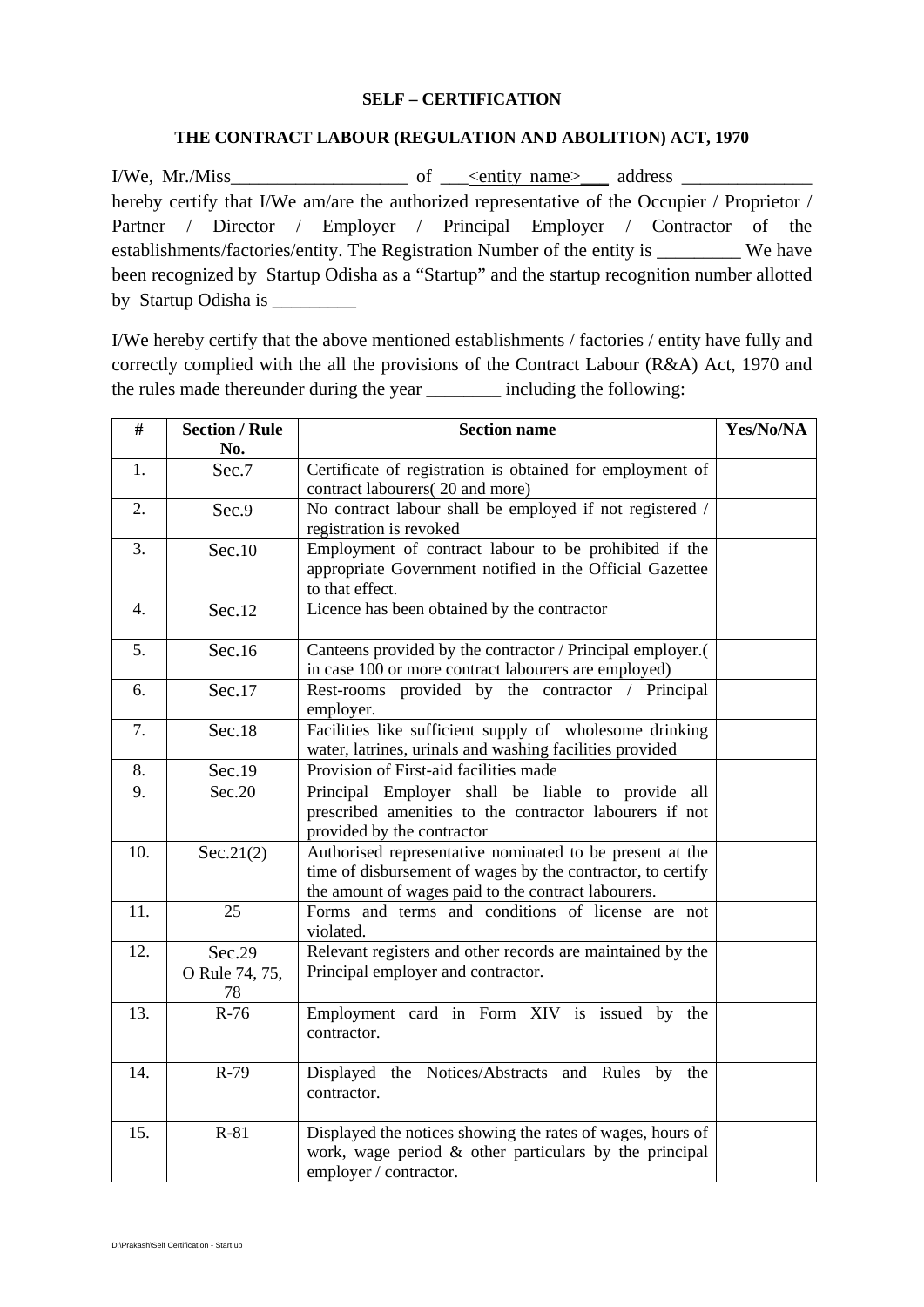**SELF – CERTIFICATION**

**THE CONTRACT LABOUR (REGULATION AND ABOLITION) ACT, 1970**

I/We, Mr./Miss___________________ of ___<entity name>___ address ______________ hereby certify that I/We am/are the authorized representative of the Occupier / Proprietor / Partner / Director / Employer / Principal Employer / Contractor of the establishments/factories/entity. The Registration Number of the entity is _________ We have been recognized by Startup Odisha as a "Startup" and the startup recognition number allotted by Startup Odisha is _________

I/We hereby certify that the above mentioned establishments / factories / entity have fully and correctly complied with the all the provisions of the Contract Labour (R&A) Act, 1970 and the rules made thereunder during the year ________ including the following:

| # | Section / Rule No. | Section name | Yes/No/NA |
|---|---|---|---|
| 1. | Sec.7 | Certificate of registration is obtained for employment of contract labourers( 20 and more) | |
| 2. | Sec.9 | No contract labour shall be employed if not registered / registration is revoked | |
| 3. | Sec.10 | Employment of contract labour to be prohibited if the appropriate Government notified in the Official Gazettee to that effect. | |
| 4. | Sec.12 | Licence has been obtained by the contractor | |
| 5. | Sec.16 | Canteens provided by the contractor / Principal employer.( in case 100 or more contract labourers are employed) | |
| 6. | Sec.17 | Rest-rooms provided by the contractor / Principal employer. | |
| 7. | Sec.18 | Facilities like sufficient supply of wholesome drinking water, latrines, urinals and washing facilities provided | |
| 8. | Sec.19 | Provision of First-aid facilities made | |
| 9. | Sec.20 | Principal Employer shall be liable to provide all prescribed amenities to the contractor labourers if not provided by the contractor | |
| 10. | Sec.21(2) | Authorised representative nominated to be present at the time of disbursement of wages by the contractor, to certify the amount of wages paid to the contract labourers. | |
| 11. | 25 | Forms and terms and conditions of license are not violated. | |
| 12. | Sec.29 O Rule 74, 75, 78 | Relevant registers and other records are maintained by the Principal employer and contractor. | |
| 13. | R-76 | Employment card in Form XIV is issued by the contractor. | |
| 14. | R-79 | Displayed the Notices/Abstracts and Rules by the contractor. | |
| 15. | R-81 | Displayed the notices showing the rates of wages, hours of work, wage period & other particulars by the principal employer / contractor. | |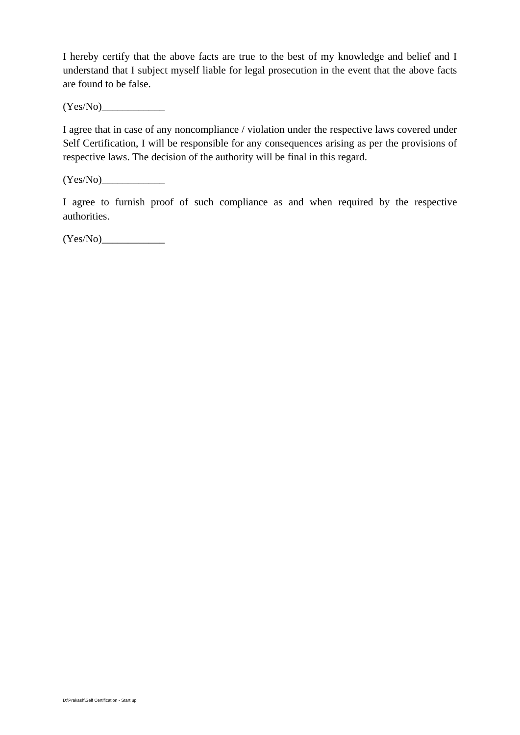I hereby certify that the above facts are true to the best of my knowledge and belief and I understand that I subject myself liable for legal prosecution in the event that the above facts are found to be false.

(Yes/No)____________

I agree that in case of any noncompliance / violation under the respective laws covered under Self Certification, I will be responsible for any consequences arising as per the provisions of respective laws. The decision of the authority will be final in this regard.

(Yes/No)____________

I agree to furnish proof of such compliance as and when required by the respective authorities.

(Yes/No)____________